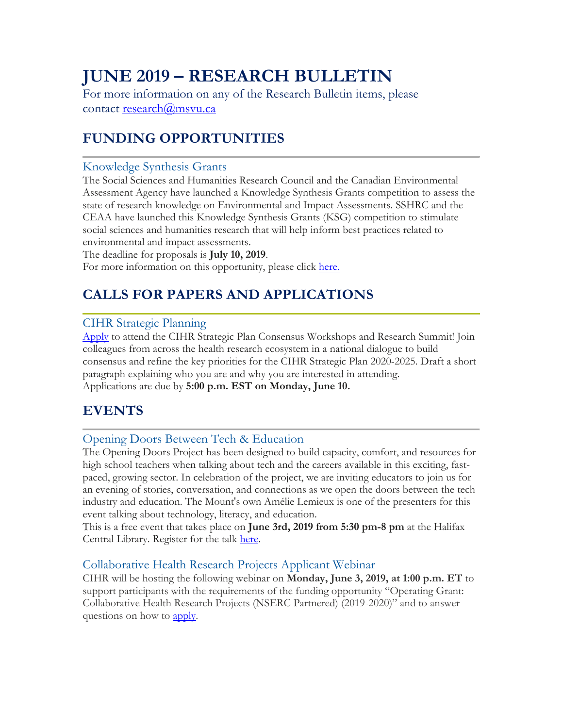# JUNE 2019 – RESEARCH BULLETIN

For more information on any of the Research Bulletin items, please contact research@msvu.ca

## FUNDING OPPORTUNITIES

### Knowledge Synthesis Grants

The Social Sciences and Humanities Research Council and the Canadian Environmental Assessment Agency have launched a Knowledge Synthesis Grants competition to assess the state of research knowledge on Environmental and Impact Assessments. SSHRC and the CEAA have launched this Knowledge Synthesis Grants (KSG) competition to stimulate social sciences and humanities research that will help inform best practices related to environmental and impact assessments.

The deadline for proposals is **July 10, 2019**.

For more information on this opportunity, please click here.

## CALLS FOR PAPERS AND APPLICATIONS

### CIHR Strategic Planning

Apply to attend the CIHR Strategic Plan Consensus Workshops and Research Summit! Join colleagues from across the health research ecosystem in a national dialogue to build consensus and refine the key priorities for the CIHR Strategic Plan 2020-2025. Draft a short paragraph explaining who you are and why you are interested in attending.

Applications are due by **5:00 p.m. EST on Monday, June 10.**

## EVENTS

### Opening Doors Between Tech & Education

The Opening Doors Project has been designed to build capacity, comfort, and resources for high school teachers when talking about tech and the careers available in this exciting, fast-paced, growing sector. In celebration of the project, we are inviting educators to join us for an evening of stories, conversation, and connections as we open the doors between the tech industry and education. The Mount's own Amélie Lemieux is one of the presenters for this event talking about technology, literacy, and education.

This is a free event that takes place on **June 3rd, 2019 from 5:30 pm-8 pm** at the Halifax Central Library. Register for the talk here.

### Collaborative Health Research Projects Applicant Webinar

CIHR will be hosting the following webinar on **Monday, June 3, 2019, at 1:00 p.m. ET** to support participants with the requirements of the funding opportunity "Operating Grant: Collaborative Health Research Projects (NSERC Partnered) (2019-2020)" and to answer questions on how to apply.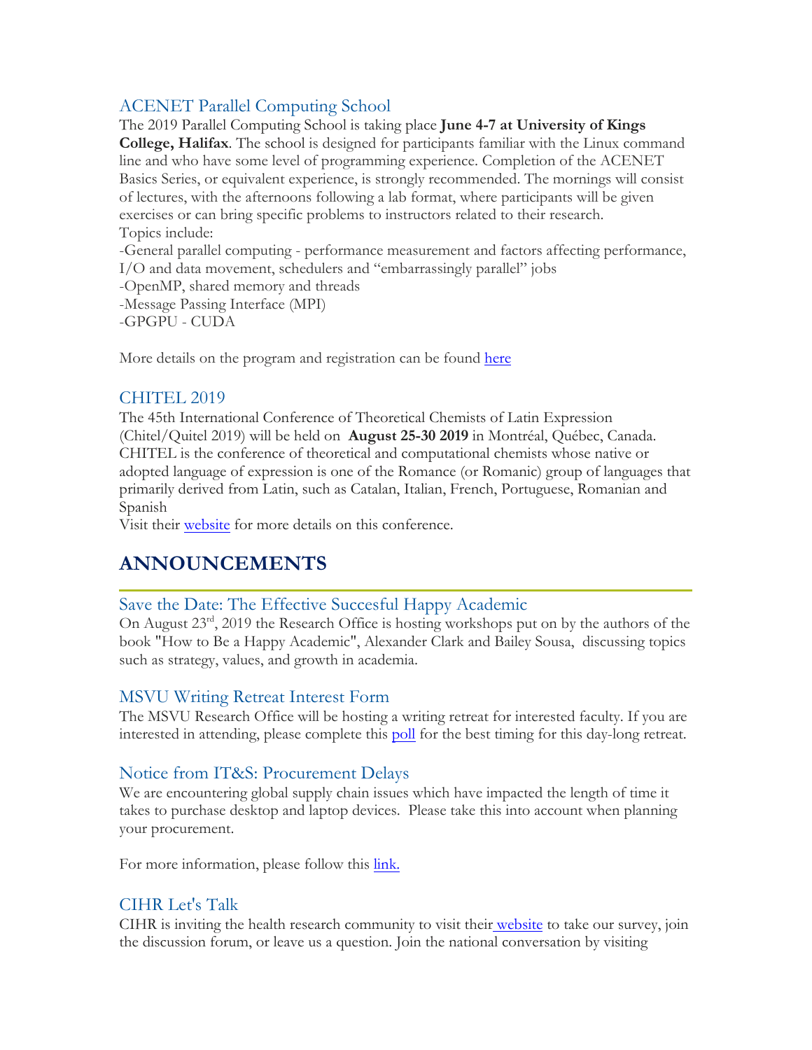### ACENET Parallel Computing School

The 2019 Parallel Computing School is taking place **June 4-7 at University of Kings College, Halifax**. The school is designed for participants familiar with the Linux command line and who have some level of programming experience. Completion of the ACENET Basics Series, or equivalent experience, is strongly recommended. The mornings will consist of lectures, with the afternoons following a lab format, where participants will be given exercises or can bring specific problems to instructors related to their research.
Topics include:
-General parallel computing - performance measurement and factors affecting performance, I/O and data movement, schedulers and "embarrassingly parallel" jobs
-OpenMP, shared memory and threads
-Message Passing Interface (MPI)
-GPGPU - CUDA

More details on the program and registration can be found here

### CHITEL 2019

The 45th International Conference of Theoretical Chemists of Latin Expression (Chitel/Quitel 2019) will be held on **August 25-30 2019** in Montréal, Québec, Canada. CHITEL is the conference of theoretical and computational chemists whose native or adopted language of expression is one of the Romance (or Romanic) group of languages that primarily derived from Latin, such as Catalan, Italian, French, Portuguese, Romanian and Spanish
Visit their website for more details on this conference.

## ANNOUNCEMENTS

### Save the Date: The Effective Succesful Happy Academic

On August 23rd, 2019 the Research Office is hosting workshops put on by the authors of the book "How to Be a Happy Academic", Alexander Clark and Bailey Sousa, discussing topics such as strategy, values, and growth in academia.

### MSVU Writing Retreat Interest Form

The MSVU Research Office will be hosting a writing retreat for interested faculty. If you are interested in attending, please complete this poll for the best timing for this day-long retreat.

### Notice from IT&S: Procurement Delays

We are encountering global supply chain issues which have impacted the length of time it takes to purchase desktop and laptop devices. Please take this into account when planning your procurement.

For more information, please follow this link.

### CIHR Let's Talk

CIHR is inviting the health research community to visit their website to take our survey, join the discussion forum, or leave us a question. Join the national conversation by visiting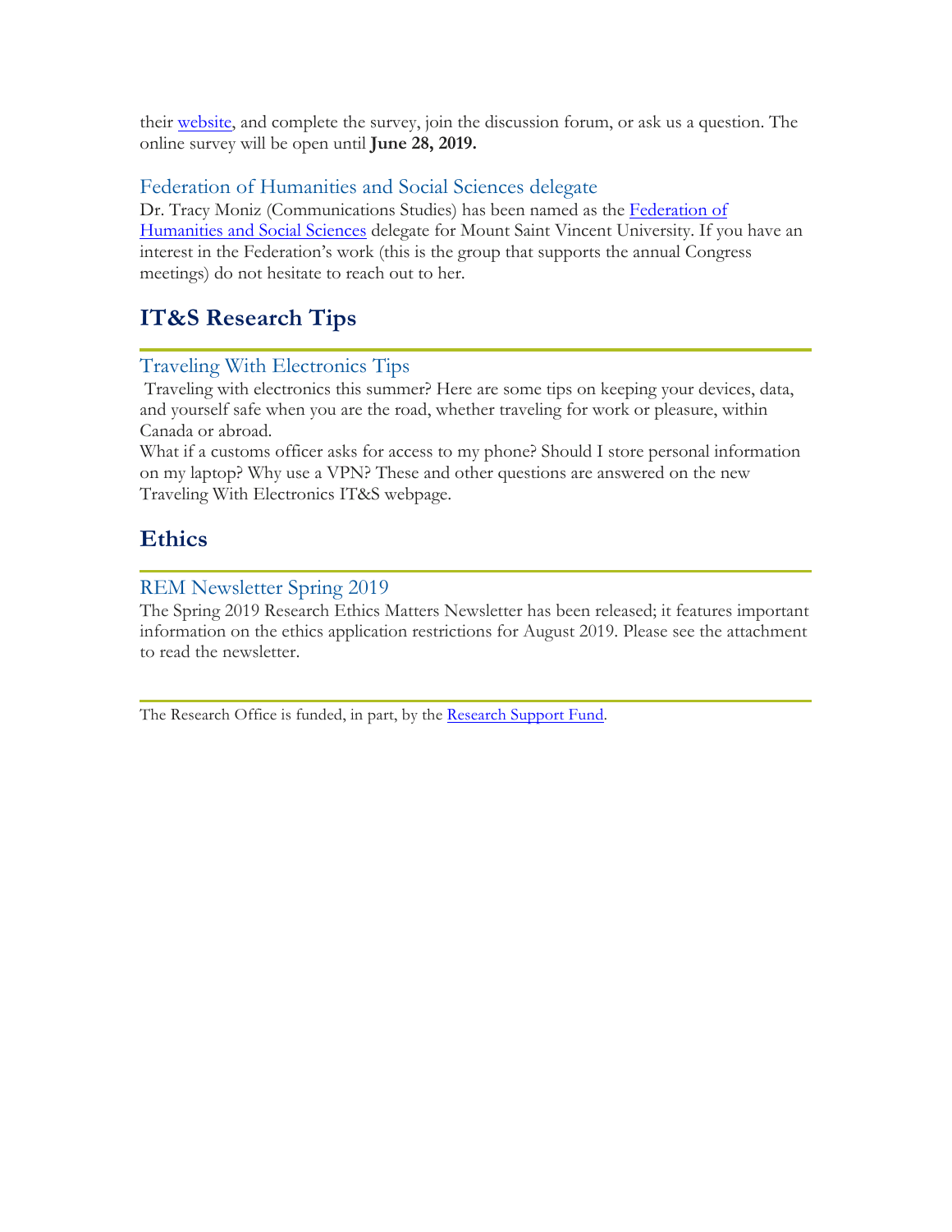their website, and complete the survey, join the discussion forum, or ask us a question. The online survey will be open until **June 28, 2019.**

### Federation of Humanities and Social Sciences delegate

Dr. Tracy Moniz (Communications Studies) has been named as the Federation of Humanities and Social Sciences delegate for Mount Saint Vincent University. If you have an interest in the Federation's work (this is the group that supports the annual Congress meetings) do not hesitate to reach out to her.

## IT&S Research Tips

### Traveling With Electronics Tips

Traveling with electronics this summer? Here are some tips on keeping your devices, data, and yourself safe when you are the road, whether traveling for work or pleasure, within Canada or abroad.

What if a customs officer asks for access to my phone? Should I store personal information on my laptop? Why use a VPN? These and other questions are answered on the new Traveling With Electronics IT&S webpage.

## Ethics

### REM Newsletter Spring 2019

The Spring 2019 Research Ethics Matters Newsletter has been released; it features important information on the ethics application restrictions for August 2019. Please see the attachment to read the newsletter.

---

The Research Office is funded, in part, by the Research Support Fund.